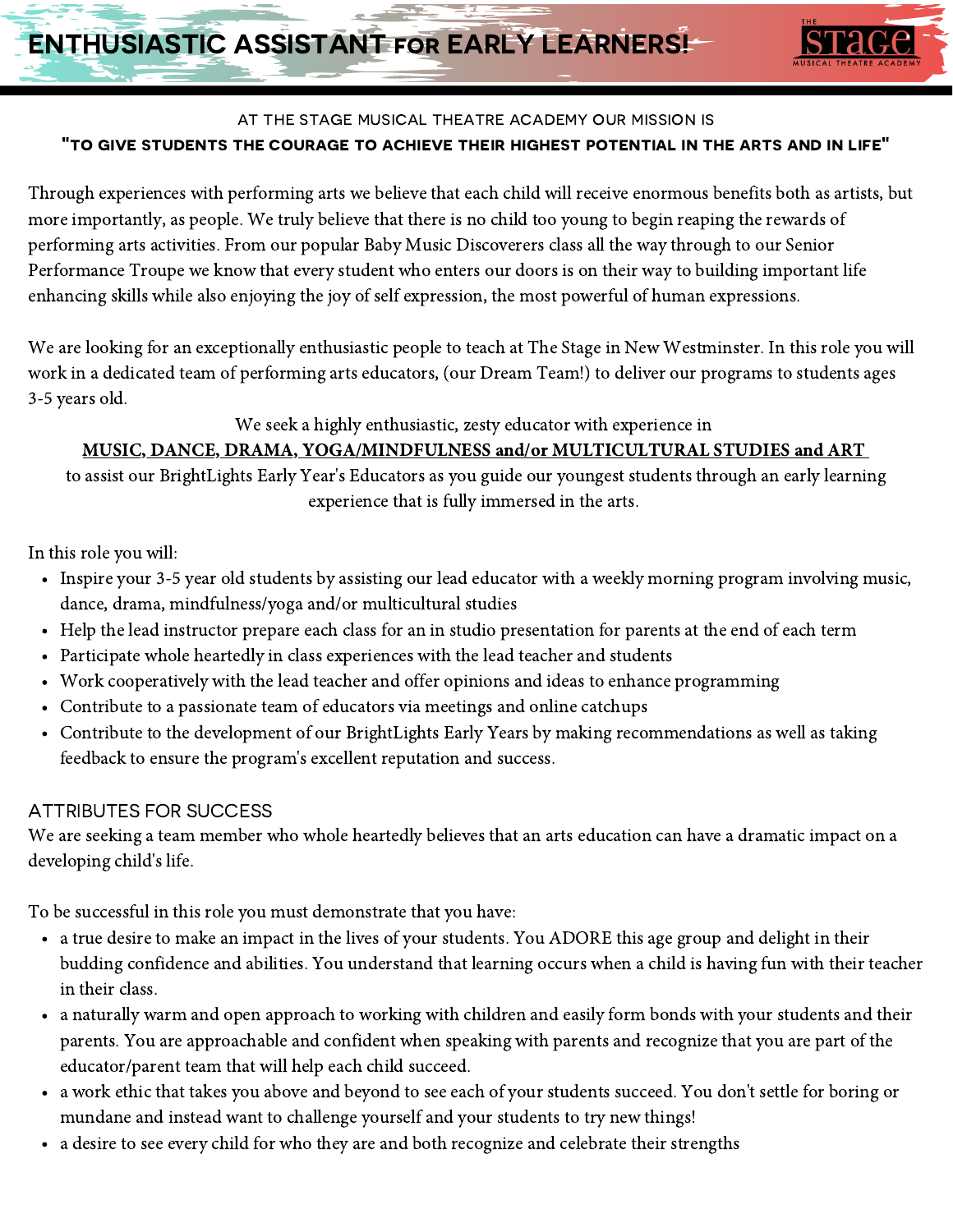# ENTHUSIASTIC ASSISTANT FOR EARLY LEARNERS!

THE STAGE MUSICAL THEATRE ACADEMY

AT THE STAGE MUSICAL THEATRE ACADEMY OUR MISSION IS

**"TO GIVE STUDENTS THE COURAGE TO ACHIEVE THEIR HIGHEST POTENTIAL IN THE ARTS AND IN LIFE"**

Through experiences with performing arts we believe that each child will receive enormous benefits both as artists, but more importantly, as people. We truly believe that there is no child too young to begin reaping the rewards of performing arts activities. From our popular Baby Music Discoverers class all the way through to our Senior Performance Troupe we know that every student who enters our doors is on their way to building important life enhancing skills while also enjoying the joy of self expression, the most powerful of human expressions.

We are looking for an exceptionally enthusiastic people to teach at The Stage in New Westminster. In this role you will work in a dedicated team of performing arts educators, (our Dream Team!) to deliver our programs to students ages 3-5 years old.

We seek a highly enthusiastic, zesty educator with experience in

**MUSIC, DANCE, DRAMA, YOGA/MINDFULNESS and/or MULTICULTURAL STUDIES and ART**

to assist our BrightLights Early Year's Educators as you guide our youngest students through an early learning experience that is fully immersed in the arts.

In this role you will:

- Inspire your 3-5 year old students by assisting our lead educator with a weekly morning program involving music, dance, drama, mindfulness/yoga and/or multicultural studies
- Help the lead instructor prepare each class for an in studio presentation for parents at the end of each term
- Participate whole heartedly in class experiences with the lead teacher and students
- Work cooperatively with the lead teacher and offer opinions and ideas to enhance programming
- Contribute to a passionate team of educators via meetings and online catchups
- Contribute to the development of our BrightLights Early Years by making recommendations as well as taking feedback to ensure the program's excellent reputation and success.

## ATTRIBUTES FOR SUCCESS

We are seeking a team member who whole heartedly believes that an arts education can have a dramatic impact on a developing child's life.

To be successful in this role you must demonstrate that you have:

- a true desire to make an impact in the lives of your students. You ADORE this age group and delight in their budding confidence and abilities. You understand that learning occurs when a child is having fun with their teacher in their class.
- a naturally warm and open approach to working with children and easily form bonds with your students and their parents. You are approachable and confident when speaking with parents and recognize that you are part of the educator/parent team that will help each child succeed.
- a work ethic that takes you above and beyond to see each of your students succeed. You don't settle for boring or mundane and instead want to challenge yourself and your students to try new things!
- a desire to see every child for who they are and both recognize and celebrate their strengths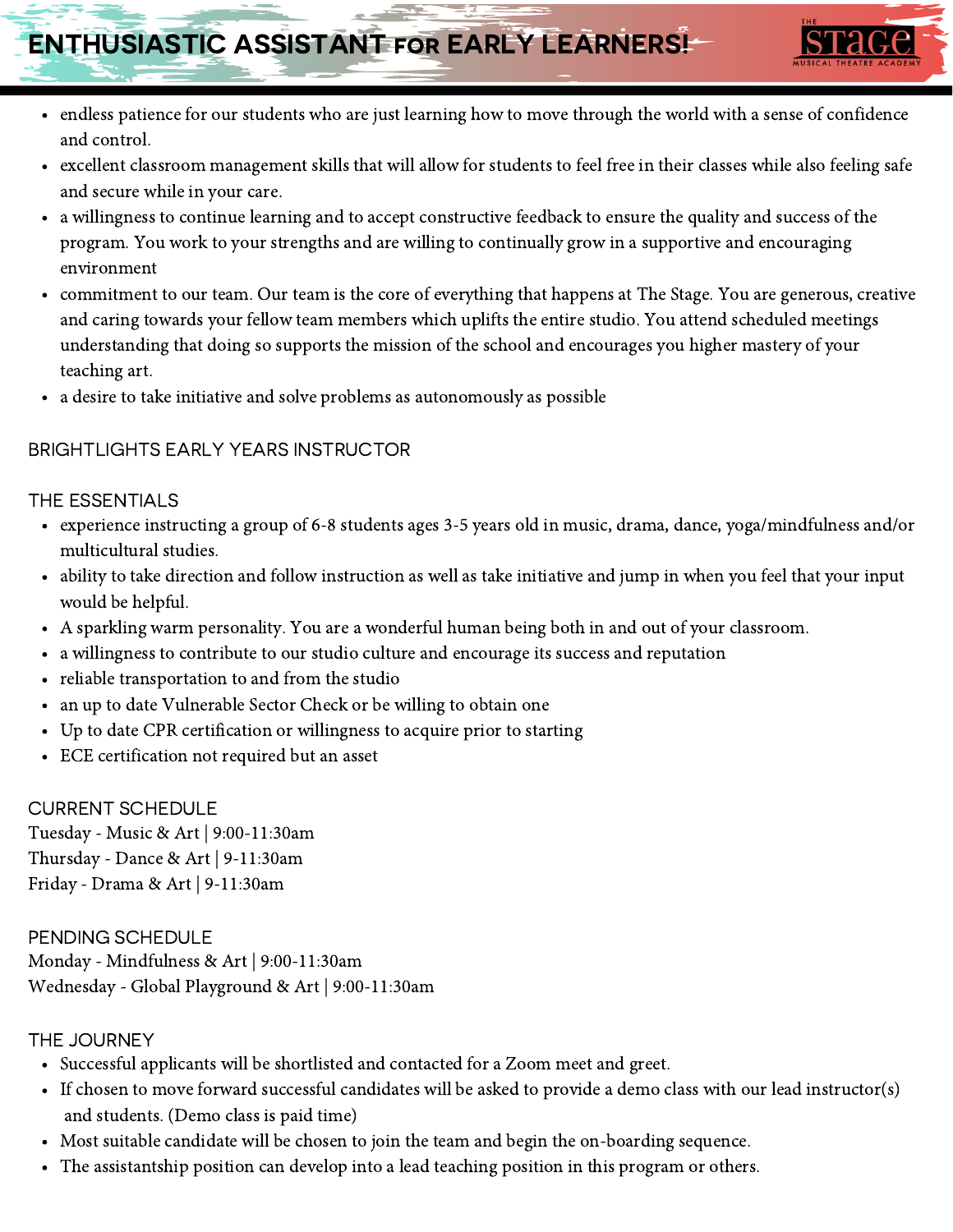# ENTHUSIASTIC ASSISTANT FOR EARLY LEARNERS!

- endless patience for our students who are just learning how to move through the world with a sense of confidence and control.
- excellent classroom management skills that will allow for students to feel free in their classes while also feeling safe and secure while in your care.
- a willingness to continue learning and to accept constructive feedback to ensure the quality and success of the program. You work to your strengths and are willing to continually grow in a supportive and encouraging environment
- commitment to our team. Our team is the core of everything that happens at The Stage. You are generous, creative and caring towards your fellow team members which uplifts the entire studio. You attend scheduled meetings understanding that doing so supports the mission of the school and encourages you higher mastery of your teaching art.
- a desire to take initiative and solve problems as autonomously as possible

## BRIGHTLIGHTS EARLY YEARS INSTRUCTOR

### THE ESSENTIALS

- experience instructing a group of 6-8 students ages 3-5 years old in music, drama, dance, yoga/mindfulness and/or multicultural studies.
- ability to take direction and follow instruction as well as take initiative and jump in when you feel that your input would be helpful.
- A sparkling warm personality. You are a wonderful human being both in and out of your classroom.
- a willingness to contribute to our studio culture and encourage its success and reputation
- reliable transportation to and from the studio
- an up to date Vulnerable Sector Check or be willing to obtain one
- Up to date CPR certification or willingness to acquire prior to starting
- ECE certification not required but an asset

### CURRENT SCHEDULE

Tuesday - Music & Art | 9:00-11:30am
Thursday - Dance & Art | 9-11:30am
Friday - Drama & Art | 9-11:30am

### PENDING SCHEDULE

Monday - Mindfulness & Art | 9:00-11:30am
Wednesday - Global Playground & Art | 9:00-11:30am

### THE JOURNEY

- Successful applicants will be shortlisted and contacted for a Zoom meet and greet.
- If chosen to move forward successful candidates will be asked to provide a demo class with our lead instructor(s) and students. (Demo class is paid time)
- Most suitable candidate will be chosen to join the team and begin the on-boarding sequence.
- The assistantship position can develop into a lead teaching position in this program or others.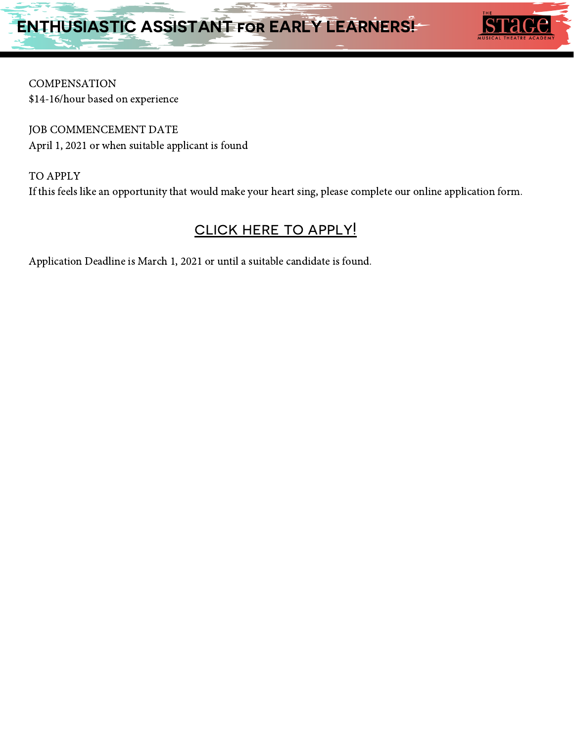COMPENSATION
$14-16/hour based on experience

JOB COMMENCEMENT DATE
April 1, 2021 or when suitable applicant is found

TO APPLY
If this feels like an opportunity that would make your heart sing, please complete our online application form.

CLICK HERE TO APPLY!

Application Deadline is March 1, 2021 or until a suitable candidate is found.